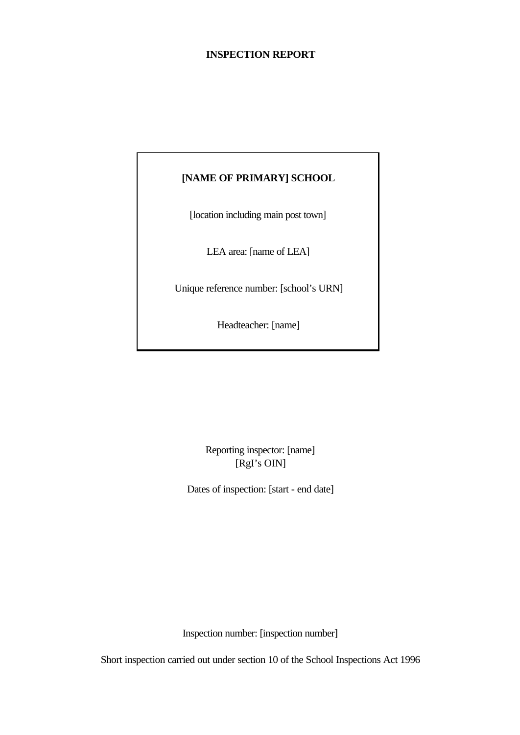# INSPECTION REPORT

**[NAME OF PRIMARY] SCHOOL**

[location including main post town]

LEA area: [name of LEA]

Unique reference number: [school's URN]

Headteacher: [name]

Reporting inspector: [name]
[RgI's OIN]

Dates of inspection: [start - end date]

Inspection number: [inspection number]

Short inspection carried out under section 10 of the School Inspections Act 1996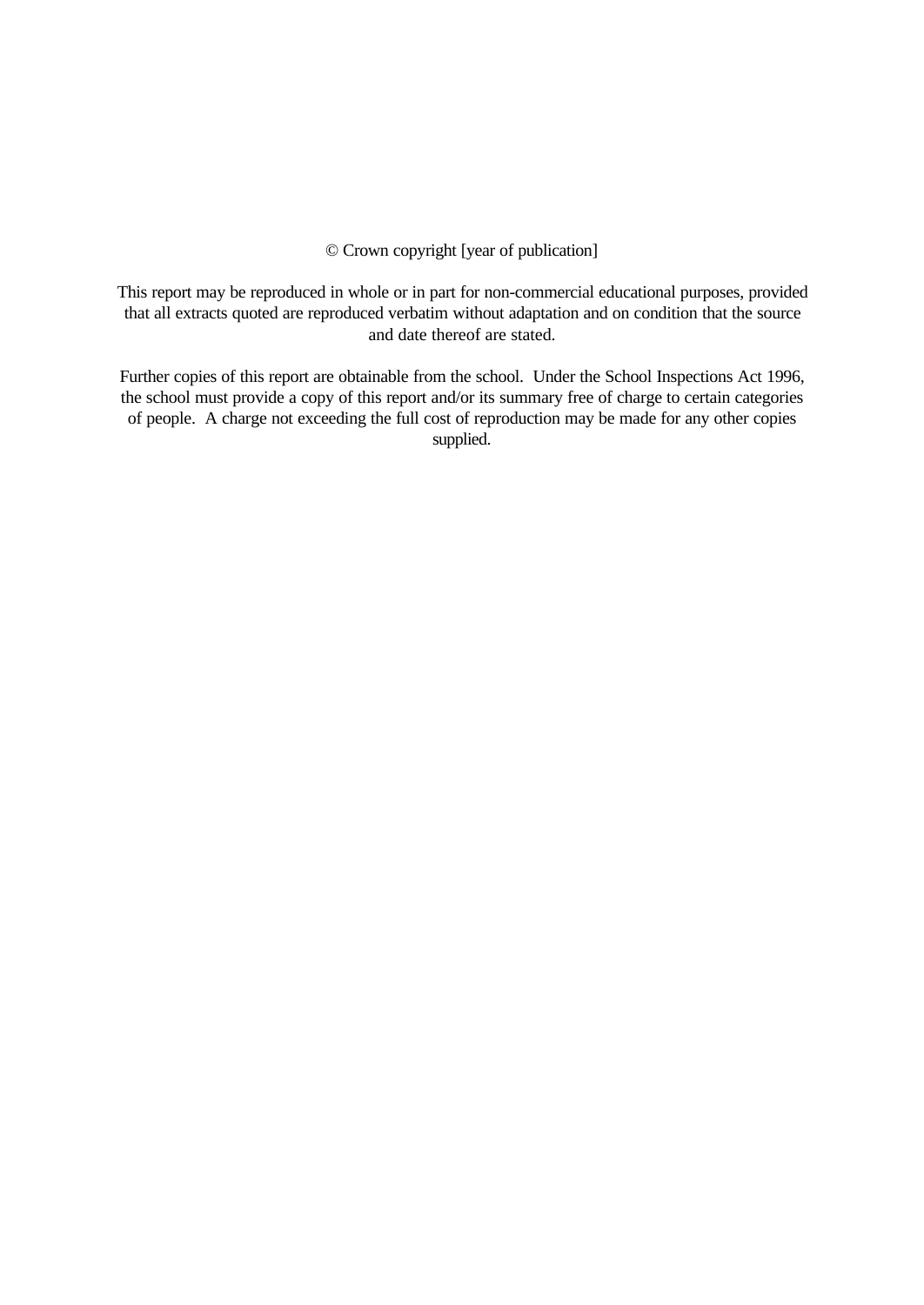© Crown copyright [year of publication]

This report may be reproduced in whole or in part for non-commercial educational purposes, provided that all extracts quoted are reproduced verbatim without adaptation and on condition that the source and date thereof are stated.

Further copies of this report are obtainable from the school. Under the School Inspections Act 1996, the school must provide a copy of this report and/or its summary free of charge to certain categories of people. A charge not exceeding the full cost of reproduction may be made for any other copies supplied.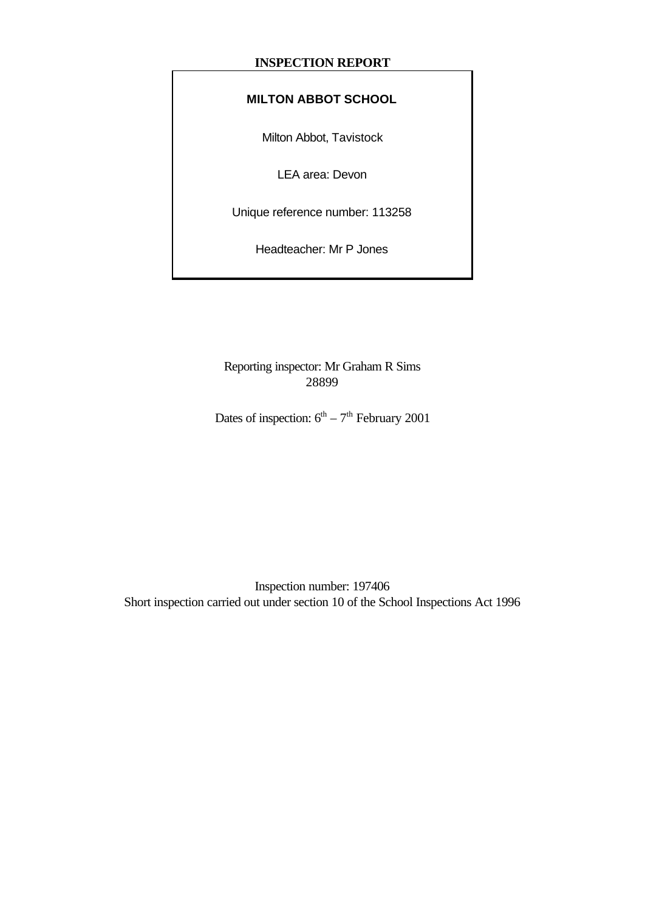# INSPECTION REPORT

**MILTON ABBOT SCHOOL**

Milton Abbot, Tavistock

LEA area: Devon

Unique reference number: 113258

Headteacher: Mr P Jones

Reporting inspector: Mr Graham R Sims
28899

Dates of inspection: 6th – 7th February 2001

Inspection number: 197406
Short inspection carried out under section 10 of the School Inspections Act 1996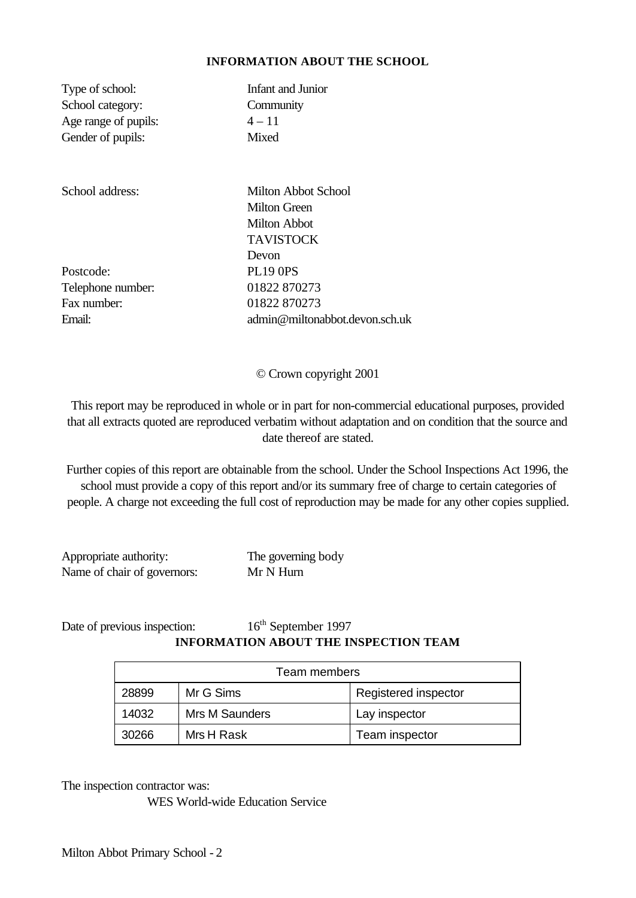## INFORMATION ABOUT THE SCHOOL

Type of school: Infant and Junior
School category: Community
Age range of pupils: 4 – 11
Gender of pupils: Mixed

School address: Milton Abbot School
Milton Green
Milton Abbot
TAVISTOCK
Devon

Postcode: PL19 0PS
Telephone number: 01822 870273
Fax number: 01822 870273
Email: admin@miltonabbot.devon.sch.uk

© Crown copyright 2001

This report may be reproduced in whole or in part for non-commercial educational purposes, provided that all extracts quoted are reproduced verbatim without adaptation and on condition that the source and date thereof are stated.

Further copies of this report are obtainable from the school. Under the School Inspections Act 1996, the school must provide a copy of this report and/or its summary free of charge to certain categories of people. A charge not exceeding the full cost of reproduction may be made for any other copies supplied.

Appropriate authority: The governing body
Name of chair of governors: Mr N Hurn

Date of previous inspection: 16th September 1997

## INFORMATION ABOUT THE INSPECTION TEAM

| Team members | | |
|---|---|---|
| 28899 | Mr G Sims | Registered inspector |
| 14032 | Mrs M Saunders | Lay inspector |
| 30266 | Mrs H Rask | Team inspector |

The inspection contractor was:

WES World-wide Education Service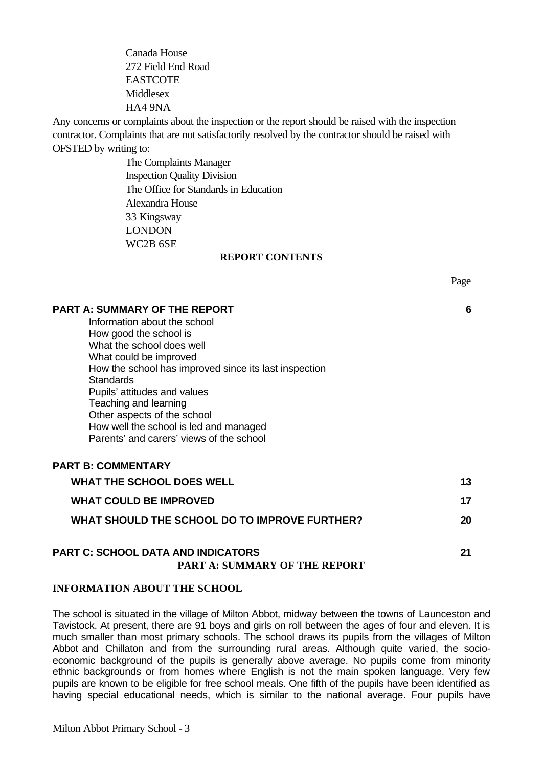Canada House
272 Field End Road
EASTCOTE
Middlesex
HA4 9NA

Any concerns or complaints about the inspection or the report should be raised with the inspection contractor. Complaints that are not satisfactorily resolved by the contractor should be raised with OFSTED by writing to:

The Complaints Manager
Inspection Quality Division
The Office for Standards in Education
Alexandra House
33 Kingsway
LONDON
WC2B 6SE

## REPORT CONTENTS

| | Page |
|---|---|
| **PART A: SUMMARY OF THE REPORT** | **6** |
| Information about the school | |
| How good the school is | |
| What the school does well | |
| What could be improved | |
| How the school has improved since its last inspection | |
| Standards | |
| Pupils' attitudes and values | |
| Teaching and learning | |
| Other aspects of the school | |
| How well the school is led and managed | |
| Parents' and carers' views of the school | |
| **PART B: COMMENTARY** | |
| **WHAT THE SCHOOL DOES WELL** | **13** |
| **WHAT COULD BE IMPROVED** | **17** |
| **WHAT SHOULD THE SCHOOL DO TO IMPROVE FURTHER?** | **20** |
| **PART C: SCHOOL DATA AND INDICATORS** | **21** |

# PART A: SUMMARY OF THE REPORT

## INFORMATION ABOUT THE SCHOOL

The school is situated in the village of Milton Abbot, midway between the towns of Launceston and Tavistock. At present, there are 91 boys and girls on roll between the ages of four and eleven. It is much smaller than most primary schools. The school draws its pupils from the villages of Milton Abbot and Chillaton and from the surrounding rural areas. Although quite varied, the socio-economic background of the pupils is generally above average. No pupils come from minority ethnic backgrounds or from homes where English is not the main spoken language. Very few pupils are known to be eligible for free school meals. One fifth of the pupils have been identified as having special educational needs, which is similar to the national average. Four pupils have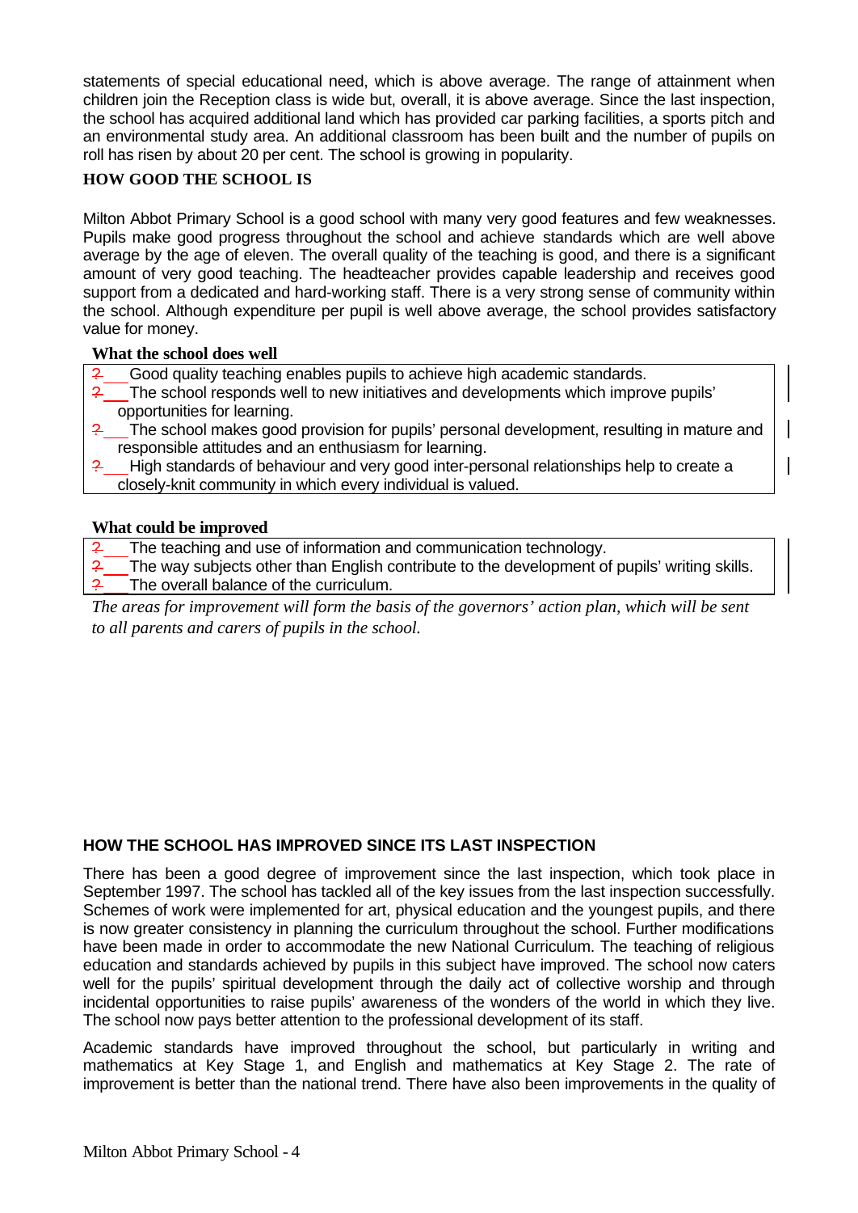statements of special educational need, which is above average. The range of attainment when children join the Reception class is wide but, overall, it is above average. Since the last inspection, the school has acquired additional land which has provided car parking facilities, a sports pitch and an environmental study area. An additional classroom has been built and the number of pupils on roll has risen by about 20 per cent. The school is growing in popularity.

**HOW GOOD THE SCHOOL IS**

Milton Abbot Primary School is a good school with many very good features and few weaknesses. Pupils make good progress throughout the school and achieve standards which are well above average by the age of eleven. The overall quality of the teaching is good, and there is a significant amount of very good teaching. The headteacher provides capable leadership and receives good support from a dedicated and hard-working staff. There is a very strong sense of community within the school. Although expenditure per pupil is well above average, the school provides satisfactory value for money.

**What the school does well**

- Good quality teaching enables pupils to achieve high academic standards.
- The school responds well to new initiatives and developments which improve pupils' opportunities for learning.
- The school makes good provision for pupils' personal development, resulting in mature and responsible attitudes and an enthusiasm for learning.
- High standards of behaviour and very good inter-personal relationships help to create a closely-knit community in which every individual is valued.

**What could be improved**

- The teaching and use of information and communication technology.
- The way subjects other than English contribute to the development of pupils' writing skills.
- The overall balance of the curriculum.

*The areas for improvement will form the basis of the governors' action plan, which will be sent to all parents and carers of pupils in the school.*

**HOW THE SCHOOL HAS IMPROVED SINCE ITS LAST INSPECTION**

There has been a good degree of improvement since the last inspection, which took place in September 1997. The school has tackled all of the key issues from the last inspection successfully. Schemes of work were implemented for art, physical education and the youngest pupils, and there is now greater consistency in planning the curriculum throughout the school. Further modifications have been made in order to accommodate the new National Curriculum. The teaching of religious education and standards achieved by pupils in this subject have improved. The school now caters well for the pupils' spiritual development through the daily act of collective worship and through incidental opportunities to raise pupils' awareness of the wonders of the world in which they live. The school now pays better attention to the professional development of its staff.

Academic standards have improved throughout the school, but particularly in writing and mathematics at Key Stage 1, and English and mathematics at Key Stage 2. The rate of improvement is better than the national trend. There have also been improvements in the quality of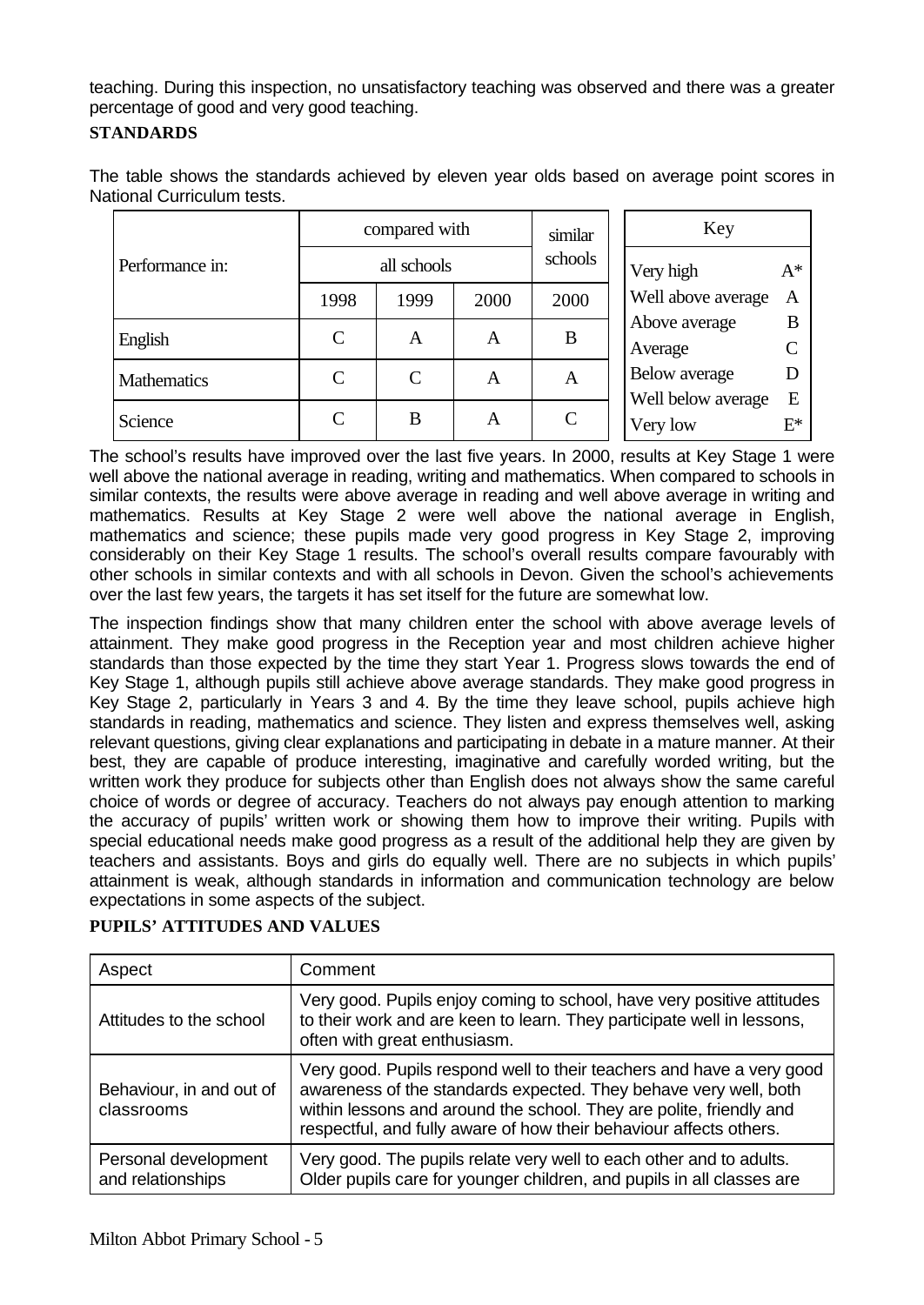teaching. During this inspection, no unsatisfactory teaching was observed and there was a greater percentage of good and very good teaching.

**STANDARDS**

The table shows the standards achieved by eleven year olds based on average point scores in National Curriculum tests.

| Performance in: | compared with all schools | | | similar schools |
|---|---|---|---|---|
| | 1998 | 1999 | 2000 | 2000 |
| English | C | A | A | B |
| Mathematics | C | C | A | A |
| Science | C | B | A | C |

| Key | |
|---|---|
| Very high | A* |
| Well above average | A |
| Above average | B |
| Average | C |
| Below average | D |
| Well below average | E |
| Very low | E* |

The school's results have improved over the last five years. In 2000, results at Key Stage 1 were well above the national average in reading, writing and mathematics. When compared to schools in similar contexts, the results were above average in reading and well above average in writing and mathematics. Results at Key Stage 2 were well above the national average in English, mathematics and science; these pupils made very good progress in Key Stage 2, improving considerably on their Key Stage 1 results. The school's overall results compare favourably with other schools in similar contexts and with all schools in Devon. Given the school's achievements over the last few years, the targets it has set itself for the future are somewhat low.

The inspection findings show that many children enter the school with above average levels of attainment. They make good progress in the Reception year and most children achieve higher standards than those expected by the time they start Year 1. Progress slows towards the end of Key Stage 1, although pupils still achieve above average standards. They make good progress in Key Stage 2, particularly in Years 3 and 4. By the time they leave school, pupils achieve high standards in reading, mathematics and science. They listen and express themselves well, asking relevant questions, giving clear explanations and participating in debate in a mature manner. At their best, they are capable of produce interesting, imaginative and carefully worded writing, but the written work they produce for subjects other than English does not always show the same careful choice of words or degree of accuracy. Teachers do not always pay enough attention to marking the accuracy of pupils' written work or showing them how to improve their writing. Pupils with special educational needs make good progress as a result of the additional help they are given by teachers and assistants. Boys and girls do equally well. There are no subjects in which pupils' attainment is weak, although standards in information and communication technology are below expectations in some aspects of the subject.

**PUPILS' ATTITUDES AND VALUES**

| Aspect | Comment |
|---|---|
| Attitudes to the school | Very good. Pupils enjoy coming to school, have very positive attitudes to their work and are keen to learn. They participate well in lessons, often with great enthusiasm. |
| Behaviour, in and out of classrooms | Very good. Pupils respond well to their teachers and have a very good awareness of the standards expected. They behave very well, both within lessons and around the school. They are polite, friendly and respectful, and fully aware of how their behaviour affects others. |
| Personal development and relationships | Very good. The pupils relate very well to each other and to adults. Older pupils care for younger children, and pupils in all classes are |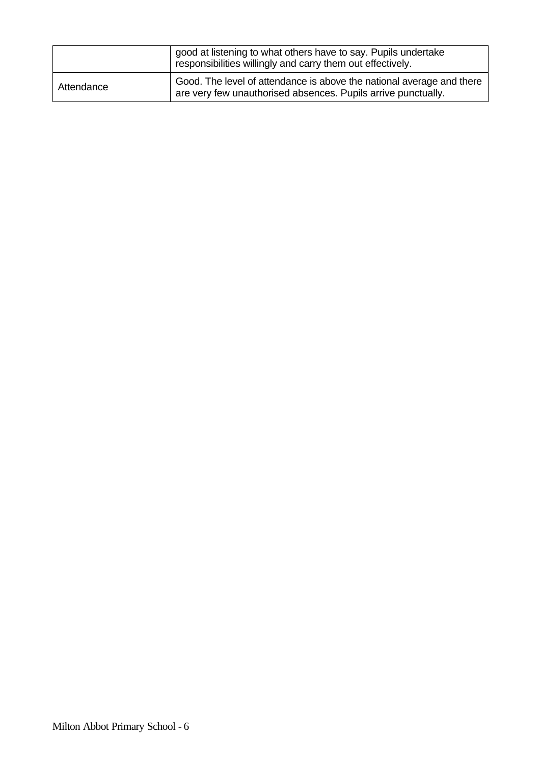| | |
|---|---|
| | good at listening to what others have to say. Pupils undertake responsibilities willingly and carry them out effectively. |
| Attendance | Good. The level of attendance is above the national average and there are very few unauthorised absences. Pupils arrive punctually. |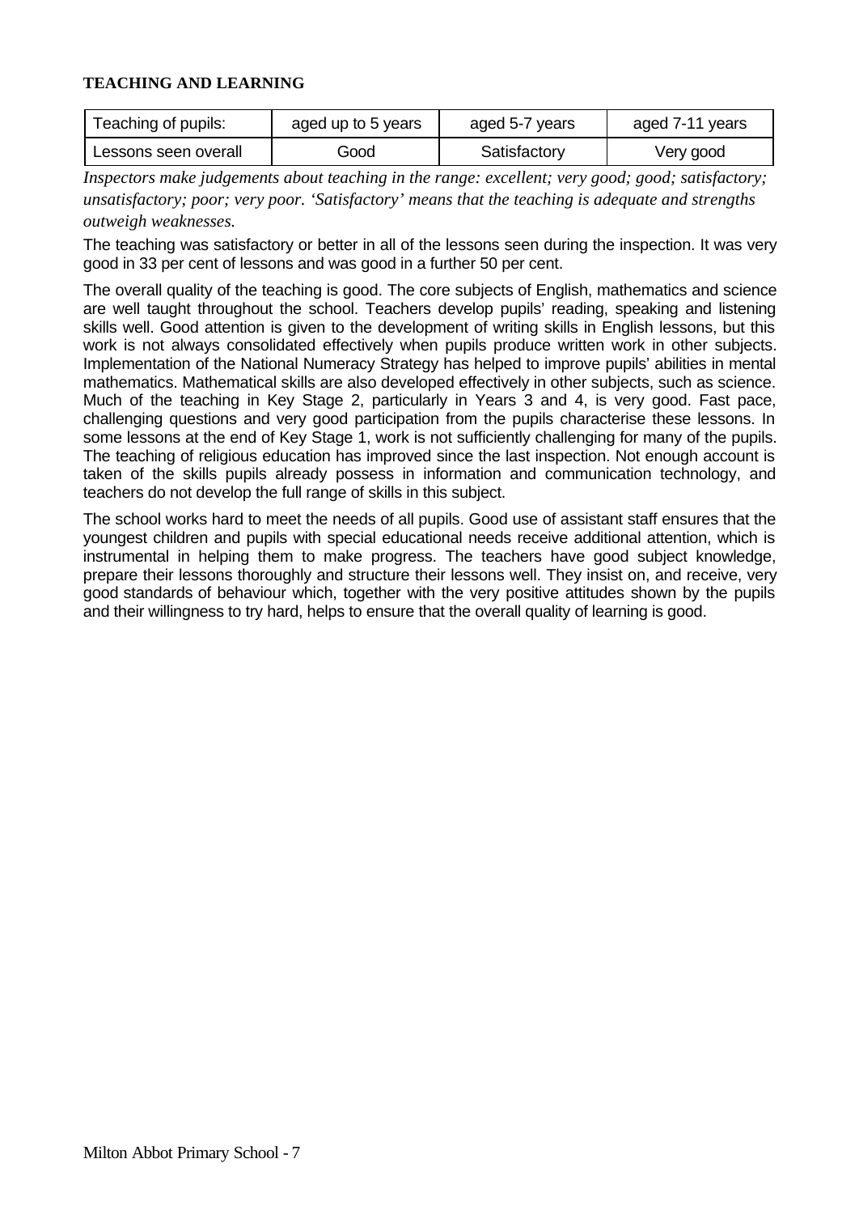**TEACHING AND LEARNING**

| Teaching of pupils: | aged up to 5 years | aged 5-7 years | aged 7-11 years |
| --- | --- | --- | --- |
| Lessons seen overall | Good | Satisfactory | Very good |

*Inspectors make judgements about teaching in the range: excellent; very good; good; satisfactory; unsatisfactory; poor; very poor. 'Satisfactory' means that the teaching is adequate and strengths outweigh weaknesses.*

The teaching was satisfactory or better in all of the lessons seen during the inspection. It was very good in 33 per cent of lessons and was good in a further 50 per cent.

The overall quality of the teaching is good. The core subjects of English, mathematics and science are well taught throughout the school. Teachers develop pupils' reading, speaking and listening skills well. Good attention is given to the development of writing skills in English lessons, but this work is not always consolidated effectively when pupils produce written work in other subjects. Implementation of the National Numeracy Strategy has helped to improve pupils' abilities in mental mathematics. Mathematical skills are also developed effectively in other subjects, such as science. Much of the teaching in Key Stage 2, particularly in Years 3 and 4, is very good. Fast pace, challenging questions and very good participation from the pupils characterise these lessons. In some lessons at the end of Key Stage 1, work is not sufficiently challenging for many of the pupils. The teaching of religious education has improved since the last inspection. Not enough account is taken of the skills pupils already possess in information and communication technology, and teachers do not develop the full range of skills in this subject.

The school works hard to meet the needs of all pupils. Good use of assistant staff ensures that the youngest children and pupils with special educational needs receive additional attention, which is instrumental in helping them to make progress. The teachers have good subject knowledge, prepare their lessons thoroughly and structure their lessons well. They insist on, and receive, very good standards of behaviour which, together with the very positive attitudes shown by the pupils and their willingness to try hard, helps to ensure that the overall quality of learning is good.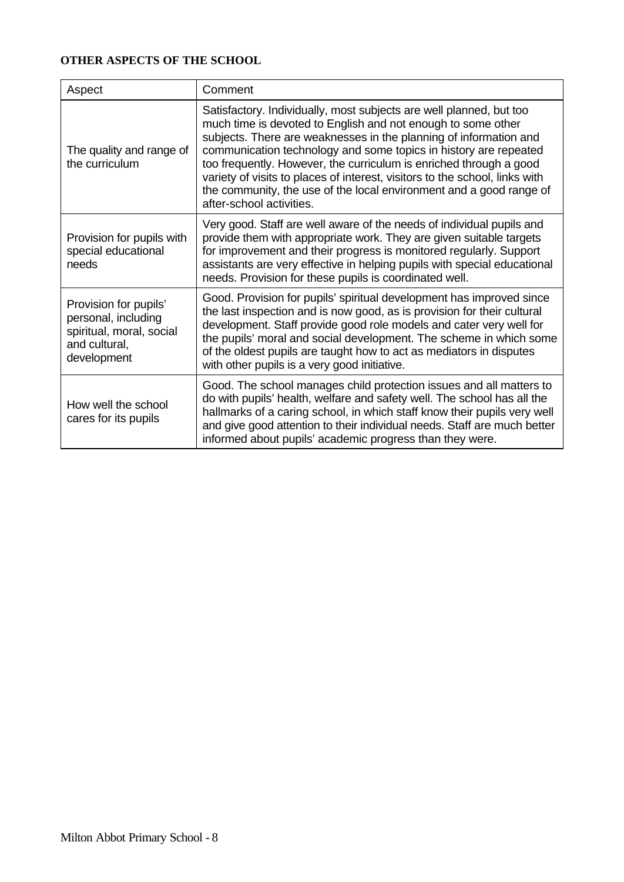**OTHER ASPECTS OF THE SCHOOL**

| Aspect | Comment |
| --- | --- |
| The quality and range of the curriculum | Satisfactory. Individually, most subjects are well planned, but too much time is devoted to English and not enough to some other subjects. There are weaknesses in the planning of information and communication technology and some topics in history are repeated too frequently. However, the curriculum is enriched through a good variety of visits to places of interest, visitors to the school, links with the community, the use of the local environment and a good range of after-school activities. |
| Provision for pupils with special educational needs | Very good. Staff are well aware of the needs of individual pupils and provide them with appropriate work. They are given suitable targets for improvement and their progress is monitored regularly. Support assistants are very effective in helping pupils with special educational needs. Provision for these pupils is coordinated well. |
| Provision for pupils' personal, including spiritual, moral, social and cultural, development | Good. Provision for pupils' spiritual development has improved since the last inspection and is now good, as is provision for their cultural development. Staff provide good role models and cater very well for the pupils' moral and social development. The scheme in which some of the oldest pupils are taught how to act as mediators in disputes with other pupils is a very good initiative. |
| How well the school cares for its pupils | Good. The school manages child protection issues and all matters to do with pupils' health, welfare and safety well. The school has all the hallmarks of a caring school, in which staff know their pupils very well and give good attention to their individual needs. Staff are much better informed about pupils' academic progress than they were. |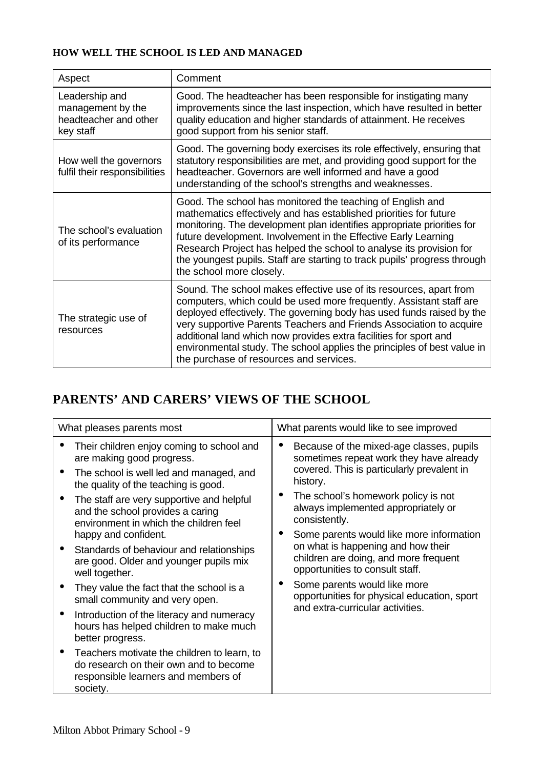### HOW WELL THE SCHOOL IS LED AND MANAGED

| Aspect | Comment |
| --- | --- |
| Leadership and management by the headteacher and other key staff | Good. The headteacher has been responsible for instigating many improvements since the last inspection, which have resulted in better quality education and higher standards of attainment. He receives good support from his senior staff. |
| How well the governors fulfil their responsibilities | Good. The governing body exercises its role effectively, ensuring that statutory responsibilities are met, and providing good support for the headteacher. Governors are well informed and have a good understanding of the school's strengths and weaknesses. |
| The school's evaluation of its performance | Good. The school has monitored the teaching of English and mathematics effectively and has established priorities for future monitoring. The development plan identifies appropriate priorities for future development. Involvement in the Effective Early Learning Research Project has helped the school to analyse its provision for the youngest pupils. Staff are starting to track pupils' progress through the school more closely. |
| The strategic use of resources | Sound. The school makes effective use of its resources, apart from computers, which could be used more frequently. Assistant staff are deployed effectively. The governing body has used funds raised by the very supportive Parents Teachers and Friends Association to acquire additional land which now provides extra facilities for sport and environmental study. The school applies the principles of best value in the purchase of resources and services. |

## PARENTS' AND CARERS' VIEWS OF THE SCHOOL

| What pleases parents most | What parents would like to see improved |
| --- | --- |
| • Their children enjoy coming to school and are making good progress.<br>• The school is well led and managed, and the quality of the teaching is good.<br>• The staff are very supportive and helpful and the school provides a caring environment in which the children feel happy and confident.<br>• Standards of behaviour and relationships are good. Older and younger pupils mix well together.<br>• They value the fact that the school is a small community and very open.<br>• Introduction of the literacy and numeracy hours has helped children to make much better progress.<br>• Teachers motivate the children to learn, to do research on their own and to become responsible learners and members of society. | • Because of the mixed-age classes, pupils sometimes repeat work they have already covered. This is particularly prevalent in history.<br>• The school's homework policy is not always implemented appropriately or consistently.<br>• Some parents would like more information on what is happening and how their children are doing, and more frequent opportunities to consult staff.<br>• Some parents would like more opportunities for physical education, sport and extra-curricular activities. |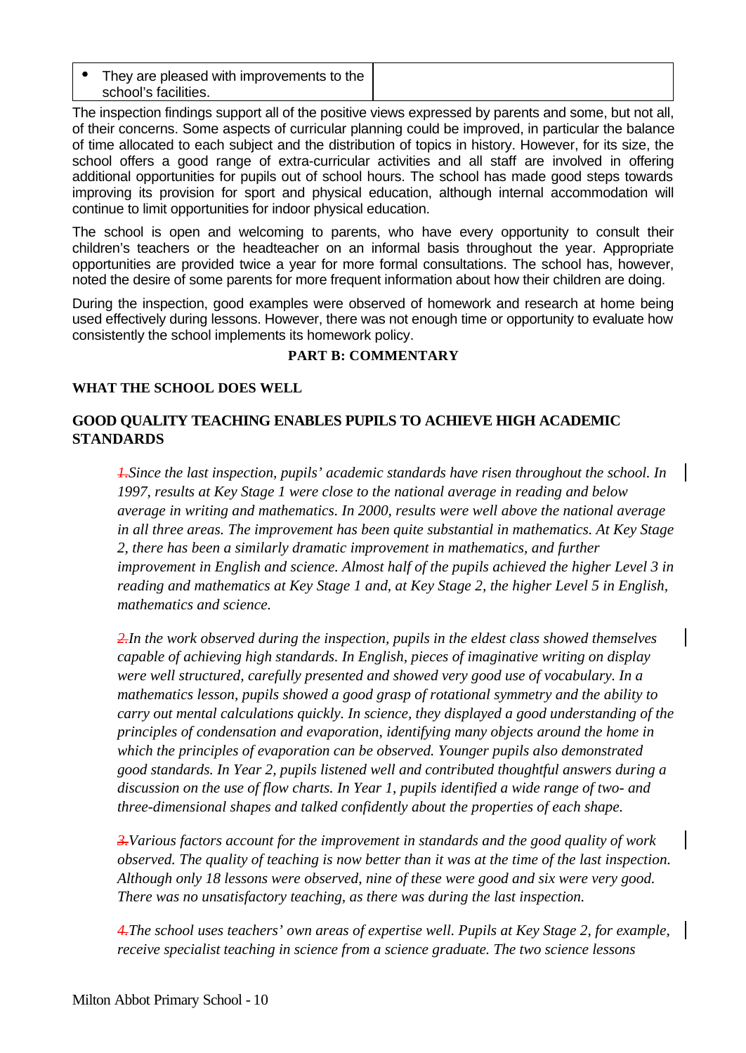| • They are pleased with improvements to the school's facilities. | |
|---|---|

The inspection findings support all of the positive views expressed by parents and some, but not all, of their concerns. Some aspects of curricular planning could be improved, in particular the balance of time allocated to each subject and the distribution of topics in history. However, for its size, the school offers a good range of extra-curricular activities and all staff are involved in offering additional opportunities for pupils out of school hours. The school has made good steps towards improving its provision for sport and physical education, although internal accommodation will continue to limit opportunities for indoor physical education.

The school is open and welcoming to parents, who have every opportunity to consult their children's teachers or the headteacher on an informal basis throughout the year. Appropriate opportunities are provided twice a year for more formal consultations. The school has, however, noted the desire of some parents for more frequent information about how their children are doing.

During the inspection, good examples were observed of homework and research at home being used effectively during lessons. However, there was not enough time or opportunity to evaluate how consistently the school implements its homework policy.

**PART B: COMMENTARY**

**WHAT THE SCHOOL DOES WELL**

**GOOD QUALITY TEACHING ENABLES PUPILS TO ACHIEVE HIGH ACADEMIC STANDARDS**

*1. Since the last inspection, pupils' academic standards have risen throughout the school. In 1997, results at Key Stage 1 were close to the national average in reading and below average in writing and mathematics. In 2000, results were well above the national average in all three areas. The improvement has been quite substantial in mathematics. At Key Stage 2, there has been a similarly dramatic improvement in mathematics, and further improvement in English and science. Almost half of the pupils achieved the higher Level 3 in reading and mathematics at Key Stage 1 and, at Key Stage 2, the higher Level 5 in English, mathematics and science.*

*2. In the work observed during the inspection, pupils in the eldest class showed themselves capable of achieving high standards. In English, pieces of imaginative writing on display were well structured, carefully presented and showed very good use of vocabulary. In a mathematics lesson, pupils showed a good grasp of rotational symmetry and the ability to carry out mental calculations quickly. In science, they displayed a good understanding of the principles of condensation and evaporation, identifying many objects around the home in which the principles of evaporation can be observed. Younger pupils also demonstrated good standards. In Year 2, pupils listened well and contributed thoughtful answers during a discussion on the use of flow charts. In Year 1, pupils identified a wide range of two- and three-dimensional shapes and talked confidently about the properties of each shape.*

*3. Various factors account for the improvement in standards and the good quality of work observed. The quality of teaching is now better than it was at the time of the last inspection. Although only 18 lessons were observed, nine of these were good and six were very good. There was no unsatisfactory teaching, as there was during the last inspection.*

*4. The school uses teachers' own areas of expertise well. Pupils at Key Stage 2, for example, receive specialist teaching in science from a science graduate. The two science lessons*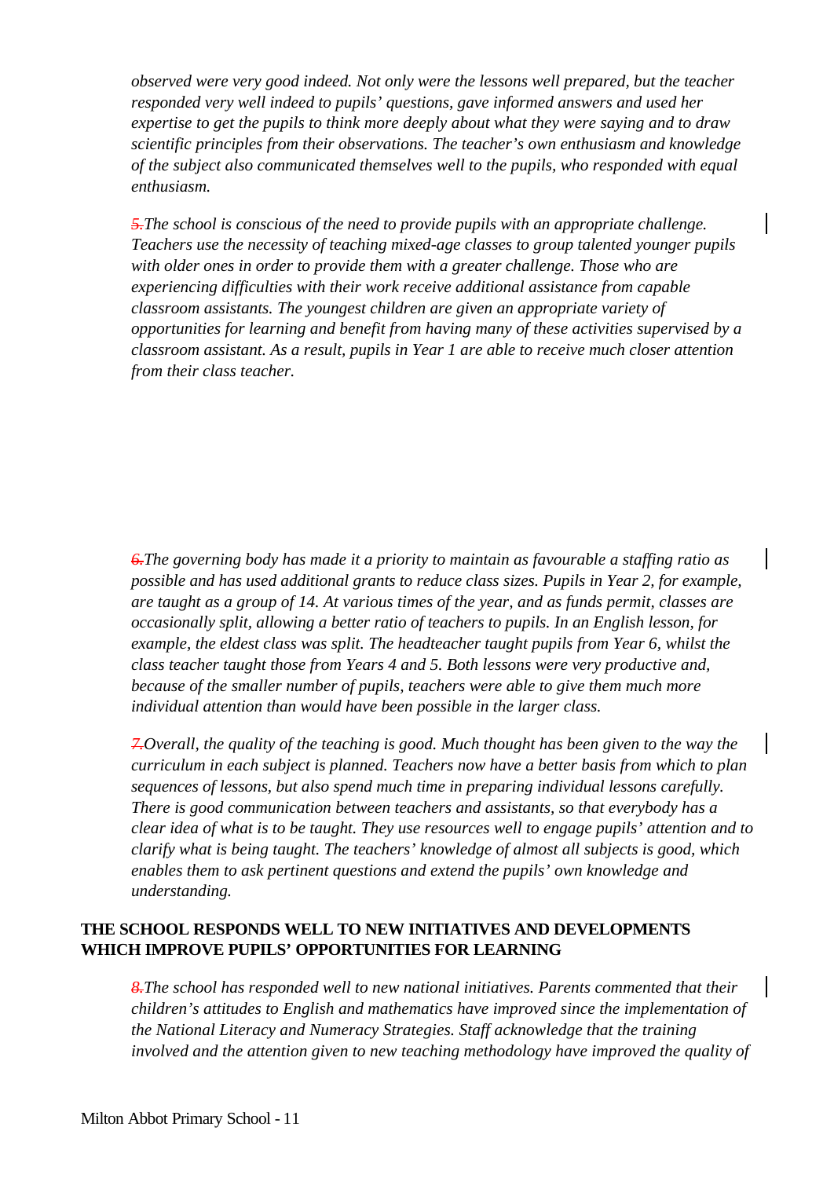*observed were very good indeed. Not only were the lessons well prepared, but the teacher responded very well indeed to pupils' questions, gave informed answers and used her expertise to get the pupils to think more deeply about what they were saying and to draw scientific principles from their observations. The teacher's own enthusiasm and knowledge of the subject also communicated themselves well to the pupils, who responded with equal enthusiasm.*

*5. The school is conscious of the need to provide pupils with an appropriate challenge. Teachers use the necessity of teaching mixed-age classes to group talented younger pupils with older ones in order to provide them with a greater challenge. Those who are experiencing difficulties with their work receive additional assistance from capable classroom assistants. The youngest children are given an appropriate variety of opportunities for learning and benefit from having many of these activities supervised by a classroom assistant. As a result, pupils in Year 1 are able to receive much closer attention from their class teacher.*

*6. The governing body has made it a priority to maintain as favourable a staffing ratio as possible and has used additional grants to reduce class sizes. Pupils in Year 2, for example, are taught as a group of 14. At various times of the year, and as funds permit, classes are occasionally split, allowing a better ratio of teachers to pupils. In an English lesson, for example, the eldest class was split. The headteacher taught pupils from Year 6, whilst the class teacher taught those from Years 4 and 5. Both lessons were very productive and, because of the smaller number of pupils, teachers were able to give them much more individual attention than would have been possible in the larger class.*

*7. Overall, the quality of the teaching is good. Much thought has been given to the way the curriculum in each subject is planned. Teachers now have a better basis from which to plan sequences of lessons, but also spend much time in preparing individual lessons carefully. There is good communication between teachers and assistants, so that everybody has a clear idea of what is to be taught. They use resources well to engage pupils' attention and to clarify what is being taught. The teachers' knowledge of almost all subjects is good, which enables them to ask pertinent questions and extend the pupils' own knowledge and understanding.*

**THE SCHOOL RESPONDS WELL TO NEW INITIATIVES AND DEVELOPMENTS WHICH IMPROVE PUPILS' OPPORTUNITIES FOR LEARNING**

*8. The school has responded well to new national initiatives. Parents commented that their children's attitudes to English and mathematics have improved since the implementation of the National Literacy and Numeracy Strategies. Staff acknowledge that the training involved and the attention given to new teaching methodology have improved the quality of*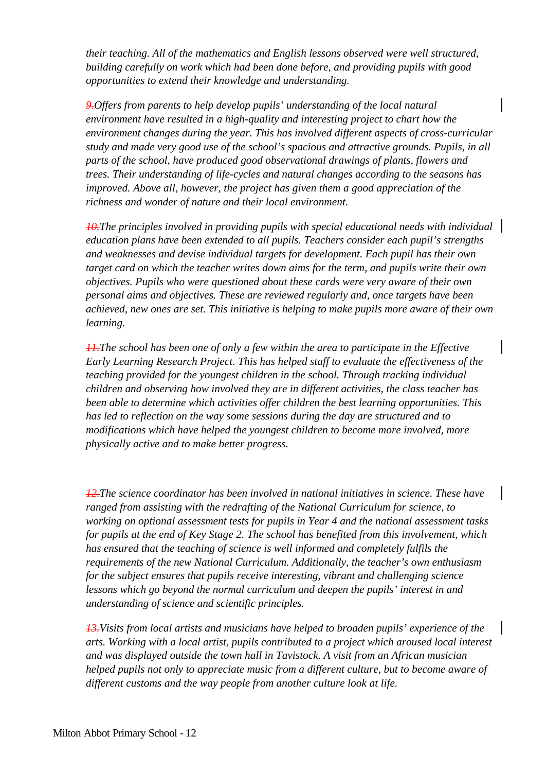*their teaching. All of the mathematics and English lessons observed were well structured, building carefully on work which had been done before, and providing pupils with good opportunities to extend their knowledge and understanding.*

*9.Offers from parents to help develop pupils' understanding of the local natural environment have resulted in a high-quality and interesting project to chart how the environment changes during the year. This has involved different aspects of cross-curricular study and made very good use of the school's spacious and attractive grounds. Pupils, in all parts of the school, have produced good observational drawings of plants, flowers and trees. Their understanding of life-cycles and natural changes according to the seasons has improved. Above all, however, the project has given them a good appreciation of the richness and wonder of nature and their local environment.*

*10.The principles involved in providing pupils with special educational needs with individual education plans have been extended to all pupils. Teachers consider each pupil's strengths and weaknesses and devise individual targets for development. Each pupil has their own target card on which the teacher writes down aims for the term, and pupils write their own objectives. Pupils who were questioned about these cards were very aware of their own personal aims and objectives. These are reviewed regularly and, once targets have been achieved, new ones are set. This initiative is helping to make pupils more aware of their own learning.*

*11.The school has been one of only a few within the area to participate in the Effective Early Learning Research Project. This has helped staff to evaluate the effectiveness of the teaching provided for the youngest children in the school. Through tracking individual children and observing how involved they are in different activities, the class teacher has been able to determine which activities offer children the best learning opportunities. This has led to reflection on the way some sessions during the day are structured and to modifications which have helped the youngest children to become more involved, more physically active and to make better progress.*

*12.The science coordinator has been involved in national initiatives in science. These have ranged from assisting with the redrafting of the National Curriculum for science, to working on optional assessment tests for pupils in Year 4 and the national assessment tasks for pupils at the end of Key Stage 2. The school has benefited from this involvement, which has ensured that the teaching of science is well informed and completely fulfils the requirements of the new National Curriculum. Additionally, the teacher's own enthusiasm for the subject ensures that pupils receive interesting, vibrant and challenging science lessons which go beyond the normal curriculum and deepen the pupils' interest in and understanding of science and scientific principles.*

*13.Visits from local artists and musicians have helped to broaden pupils' experience of the arts. Working with a local artist, pupils contributed to a project which aroused local interest and was displayed outside the town hall in Tavistock. A visit from an African musician helped pupils not only to appreciate music from a different culture, but to become aware of different customs and the way people from another culture look at life.*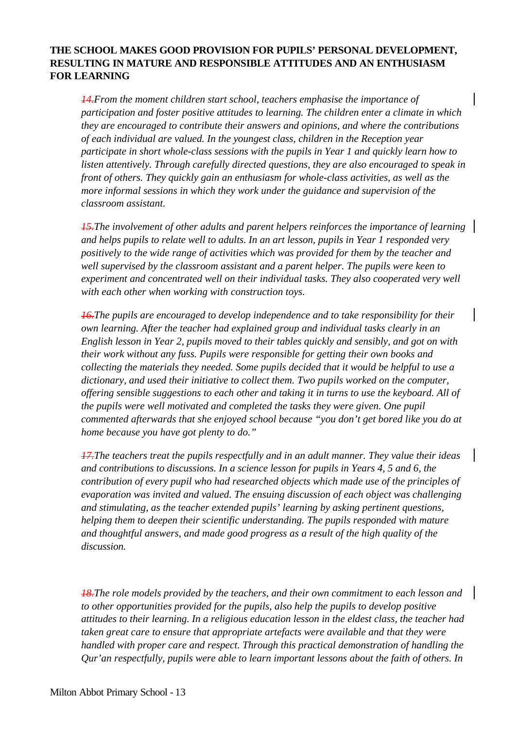**THE SCHOOL MAKES GOOD PROVISION FOR PUPILS' PERSONAL DEVELOPMENT, RESULTING IN MATURE AND RESPONSIBLE ATTITUDES AND AN ENTHUSIASM FOR LEARNING**

*14. From the moment children start school, teachers emphasise the importance of participation and foster positive attitudes to learning. The children enter a climate in which they are encouraged to contribute their answers and opinions, and where the contributions of each individual are valued. In the youngest class, children in the Reception year participate in short whole-class sessions with the pupils in Year 1 and quickly learn how to listen attentively. Through carefully directed questions, they are also encouraged to speak in front of others. They quickly gain an enthusiasm for whole-class activities, as well as the more informal sessions in which they work under the guidance and supervision of the classroom assistant.*

*15. The involvement of other adults and parent helpers reinforces the importance of learning and helps pupils to relate well to adults. In an art lesson, pupils in Year 1 responded very positively to the wide range of activities which was provided for them by the teacher and well supervised by the classroom assistant and a parent helper. The pupils were keen to experiment and concentrated well on their individual tasks. They also cooperated very well with each other when working with construction toys.*

*16. The pupils are encouraged to develop independence and to take responsibility for their own learning. After the teacher had explained group and individual tasks clearly in an English lesson in Year 2, pupils moved to their tables quickly and sensibly, and got on with their work without any fuss. Pupils were responsible for getting their own books and collecting the materials they needed. Some pupils decided that it would be helpful to use a dictionary, and used their initiative to collect them. Two pupils worked on the computer, offering sensible suggestions to each other and taking it in turns to use the keyboard. All of the pupils were well motivated and completed the tasks they were given. One pupil commented afterwards that she enjoyed school because "you don't get bored like you do at home because you have got plenty to do."*

*17. The teachers treat the pupils respectfully and in an adult manner. They value their ideas and contributions to discussions. In a science lesson for pupils in Years 4, 5 and 6, the contribution of every pupil who had researched objects which made use of the principles of evaporation was invited and valued. The ensuing discussion of each object was challenging and stimulating, as the teacher extended pupils' learning by asking pertinent questions, helping them to deepen their scientific understanding. The pupils responded with mature and thoughtful answers, and made good progress as a result of the high quality of the discussion.*

*18. The role models provided by the teachers, and their own commitment to each lesson and to other opportunities provided for the pupils, also help the pupils to develop positive attitudes to their learning. In a religious education lesson in the eldest class, the teacher had taken great care to ensure that appropriate artefacts were available and that they were handled with proper care and respect. Through this practical demonstration of handling the Qur'an respectfully, pupils were able to learn important lessons about the faith of others. In*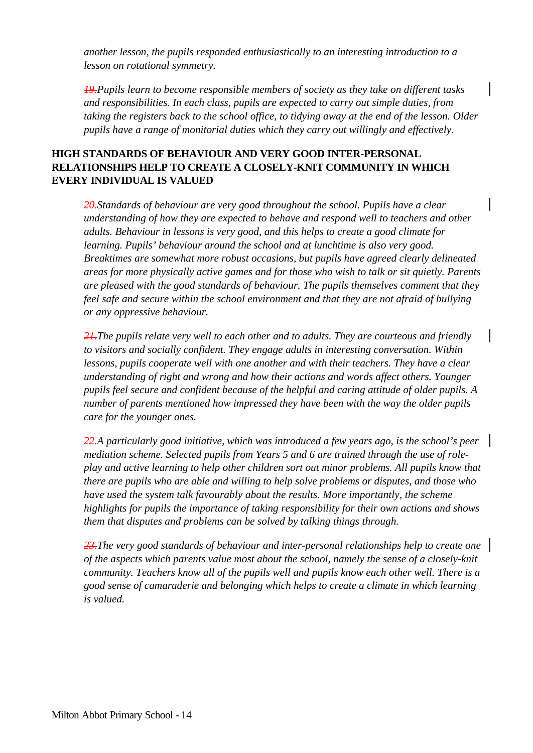*another lesson, the pupils responded enthusiastically to an interesting introduction to a lesson on rotational symmetry.*

*19.Pupils learn to become responsible members of society as they take on different tasks and responsibilities. In each class, pupils are expected to carry out simple duties, from taking the registers back to the school office, to tidying away at the end of the lesson. Older pupils have a range of monitorial duties which they carry out willingly and effectively.*

**HIGH STANDARDS OF BEHAVIOUR AND VERY GOOD INTER-PERSONAL RELATIONSHIPS HELP TO CREATE A CLOSELY-KNIT COMMUNITY IN WHICH EVERY INDIVIDUAL IS VALUED**

*20.Standards of behaviour are very good throughout the school. Pupils have a clear understanding of how they are expected to behave and respond well to teachers and other adults. Behaviour in lessons is very good, and this helps to create a good climate for learning. Pupils' behaviour around the school and at lunchtime is also very good. Breaktimes are somewhat more robust occasions, but pupils have agreed clearly delineated areas for more physically active games and for those who wish to talk or sit quietly. Parents are pleased with the good standards of behaviour. The pupils themselves comment that they feel safe and secure within the school environment and that they are not afraid of bullying or any oppressive behaviour.*

*21.The pupils relate very well to each other and to adults. They are courteous and friendly to visitors and socially confident. They engage adults in interesting conversation. Within lessons, pupils cooperate well with one another and with their teachers. They have a clear understanding of right and wrong and how their actions and words affect others. Younger pupils feel secure and confident because of the helpful and caring attitude of older pupils. A number of parents mentioned how impressed they have been with the way the older pupils care for the younger ones.*

*22.A particularly good initiative, which was introduced a few years ago, is the school's peer mediation scheme. Selected pupils from Years 5 and 6 are trained through the use of role-play and active learning to help other children sort out minor problems. All pupils know that there are pupils who are able and willing to help solve problems or disputes, and those who have used the system talk favourably about the results. More importantly, the scheme highlights for pupils the importance of taking responsibility for their own actions and shows them that disputes and problems can be solved by talking things through.*

*23.The very good standards of behaviour and inter-personal relationships help to create one of the aspects which parents value most about the school, namely the sense of a closely-knit community. Teachers know all of the pupils well and pupils know each other well. There is a good sense of camaraderie and belonging which helps to create a climate in which learning is valued.*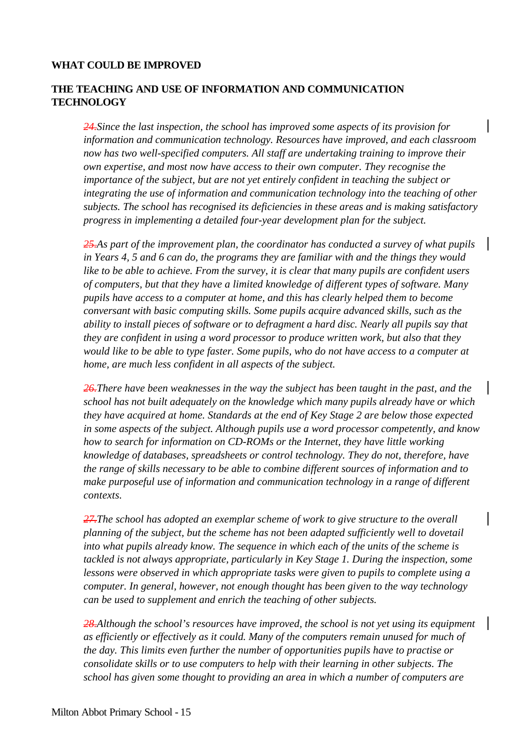## WHAT COULD BE IMPROVED

## THE TEACHING AND USE OF INFORMATION AND COMMUNICATION TECHNOLOGY

*24. Since the last inspection, the school has improved some aspects of its provision for information and communication technology. Resources have improved, and each classroom now has two well-specified computers. All staff are undertaking training to improve their own expertise, and most now have access to their own computer. They recognise the importance of the subject, but are not yet entirely confident in teaching the subject or integrating the use of information and communication technology into the teaching of other subjects. The school has recognised its deficiencies in these areas and is making satisfactory progress in implementing a detailed four-year development plan for the subject.*

*25. As part of the improvement plan, the coordinator has conducted a survey of what pupils in Years 4, 5 and 6 can do, the programs they are familiar with and the things they would like to be able to achieve. From the survey, it is clear that many pupils are confident users of computers, but that they have a limited knowledge of different types of software. Many pupils have access to a computer at home, and this has clearly helped them to become conversant with basic computing skills. Some pupils acquire advanced skills, such as the ability to install pieces of software or to defragment a hard disc. Nearly all pupils say that they are confident in using a word processor to produce written work, but also that they would like to be able to type faster. Some pupils, who do not have access to a computer at home, are much less confident in all aspects of the subject.*

*26. There have been weaknesses in the way the subject has been taught in the past, and the school has not built adequately on the knowledge which many pupils already have or which they have acquired at home. Standards at the end of Key Stage 2 are below those expected in some aspects of the subject. Although pupils use a word processor competently, and know how to search for information on CD-ROMs or the Internet, they have little working knowledge of databases, spreadsheets or control technology. They do not, therefore, have the range of skills necessary to be able to combine different sources of information and to make purposeful use of information and communication technology in a range of different contexts.*

*27. The school has adopted an exemplar scheme of work to give structure to the overall planning of the subject, but the scheme has not been adapted sufficiently well to dovetail into what pupils already know. The sequence in which each of the units of the scheme is tackled is not always appropriate, particularly in Key Stage 1. During the inspection, some lessons were observed in which appropriate tasks were given to pupils to complete using a computer. In general, however, not enough thought has been given to the way technology can be used to supplement and enrich the teaching of other subjects.*

*28. Although the school's resources have improved, the school is not yet using its equipment as efficiently or effectively as it could. Many of the computers remain unused for much of the day. This limits even further the number of opportunities pupils have to practise or consolidate skills or to use computers to help with their learning in other subjects. The school has given some thought to providing an area in which a number of computers are*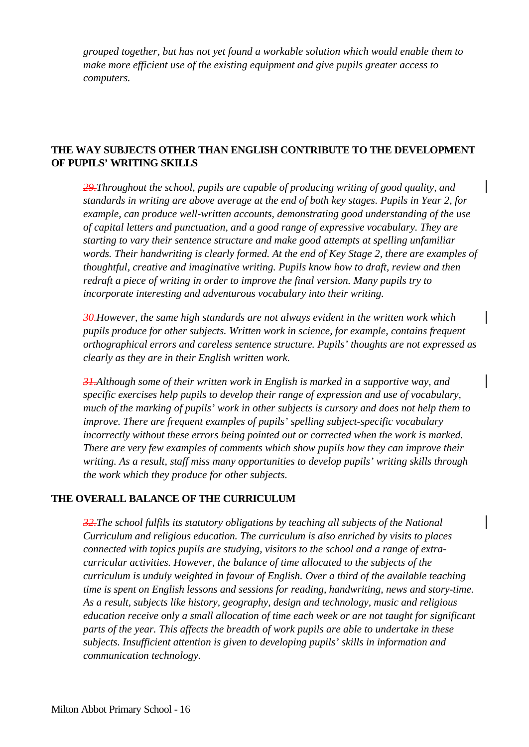*grouped together, but has not yet found a workable solution which would enable them to make more efficient use of the existing equipment and give pupils greater access to computers.*

## THE WAY SUBJECTS OTHER THAN ENGLISH CONTRIBUTE TO THE DEVELOPMENT OF PUPILS' WRITING SKILLS

*29. Throughout the school, pupils are capable of producing writing of good quality, and standards in writing are above average at the end of both key stages. Pupils in Year 2, for example, can produce well-written accounts, demonstrating good understanding of the use of capital letters and punctuation, and a good range of expressive vocabulary. They are starting to vary their sentence structure and make good attempts at spelling unfamiliar words. Their handwriting is clearly formed. At the end of Key Stage 2, there are examples of thoughtful, creative and imaginative writing. Pupils know how to draft, review and then redraft a piece of writing in order to improve the final version. Many pupils try to incorporate interesting and adventurous vocabulary into their writing.*

*30. However, the same high standards are not always evident in the written work which pupils produce for other subjects. Written work in science, for example, contains frequent orthographical errors and careless sentence structure. Pupils' thoughts are not expressed as clearly as they are in their English written work.*

*31. Although some of their written work in English is marked in a supportive way, and specific exercises help pupils to develop their range of expression and use of vocabulary, much of the marking of pupils' work in other subjects is cursory and does not help them to improve. There are frequent examples of pupils' spelling subject-specific vocabulary incorrectly without these errors being pointed out or corrected when the work is marked. There are very few examples of comments which show pupils how they can improve their writing. As a result, staff miss many opportunities to develop pupils' writing skills through the work which they produce for other subjects.*

## THE OVERALL BALANCE OF THE CURRICULUM

*32. The school fulfils its statutory obligations by teaching all subjects of the National Curriculum and religious education. The curriculum is also enriched by visits to places connected with topics pupils are studying, visitors to the school and a range of extra-curricular activities. However, the balance of time allocated to the subjects of the curriculum is unduly weighted in favour of English. Over a third of the available teaching time is spent on English lessons and sessions for reading, handwriting, news and story-time. As a result, subjects like history, geography, design and technology, music and religious education receive only a small allocation of time each week or are not taught for significant parts of the year. This affects the breadth of work pupils are able to undertake in these subjects. Insufficient attention is given to developing pupils' skills in information and communication technology.*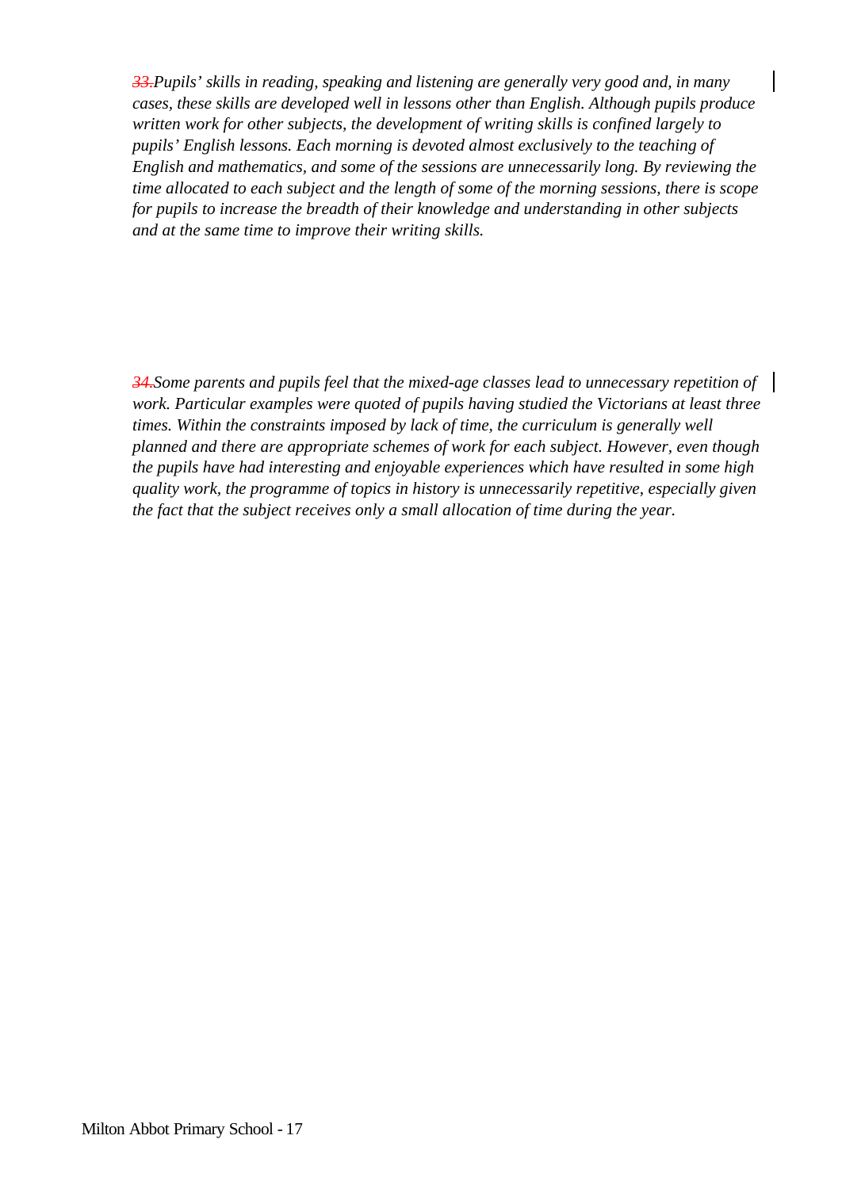*33. Pupils' skills in reading, speaking and listening are generally very good and, in many cases, these skills are developed well in lessons other than English. Although pupils produce written work for other subjects, the development of writing skills is confined largely to pupils' English lessons. Each morning is devoted almost exclusively to the teaching of English and mathematics, and some of the sessions are unnecessarily long. By reviewing the time allocated to each subject and the length of some of the morning sessions, there is scope for pupils to increase the breadth of their knowledge and understanding in other subjects and at the same time to improve their writing skills.*

*34. Some parents and pupils feel that the mixed-age classes lead to unnecessary repetition of work. Particular examples were quoted of pupils having studied the Victorians at least three times. Within the constraints imposed by lack of time, the curriculum is generally well planned and there are appropriate schemes of work for each subject. However, even though the pupils have had interesting and enjoyable experiences which have resulted in some high quality work, the programme of topics in history is unnecessarily repetitive, especially given the fact that the subject receives only a small allocation of time during the year.*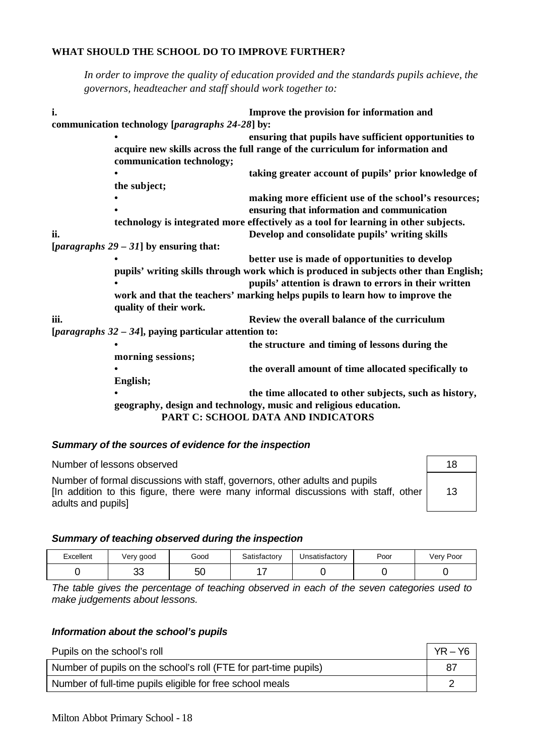## WHAT SHOULD THE SCHOOL DO TO IMPROVE FURTHER?

*In order to improve the quality of education provided and the standards pupils achieve, the governors, headteacher and staff should work together to:*

**i. Improve the provision for information and communication technology [*paragraphs 24-28*] by:**

- **ensuring that pupils have sufficient opportunities to acquire new skills across the full range of the curriculum for information and communication technology;**
- **taking greater account of pupils' prior knowledge of the subject;**
- **making more efficient use of the school's resources;**
- **ensuring that information and communication technology is integrated more effectively as a tool for learning in other subjects.**

**ii. Develop and consolidate pupils' writing skills [*paragraphs 29 – 31*] by ensuring that:**

- **better use is made of opportunities to develop pupils' writing skills through work which is produced in subjects other than English;**
- **pupils' attention is drawn to errors in their written work and that the teachers' marking helps pupils to learn how to improve the quality of their work.**

**iii. Review the overall balance of the curriculum [*paragraphs 32 – 34*], paying particular attention to:**

- **the structure and timing of lessons during the morning sessions;**
- **the overall amount of time allocated specifically to English;**
- **the time allocated to other subjects, such as history, geography, design and technology, music and religious education.**

## PART C: SCHOOL DATA AND INDICATORS

### *Summary of the sources of evidence for the inspection*

| | |
|---|---|
| Number of lessons observed | 18 |
| Number of formal discussions with staff, governors, other adults and pupils [In addition to this figure, there were many informal discussions with staff, other adults and pupils] | 13 |

### *Summary of teaching observed during the inspection*

| Excellent | Very good | Good | Satisfactory | Unsatisfactory | Poor | Very Poor |
|---|---|---|---|---|---|---|
| 0 | 33 | 50 | 17 | 0 | 0 | 0 |

*The table gives the percentage of teaching observed in each of the seven categories used to make judgements about lessons.*

### *Information about the school's pupils*

| Pupils on the school's roll | YR – Y6 |
|---|---|
| Number of pupils on the school's roll (FTE for part-time pupils) | 87 |
| Number of full-time pupils eligible for free school meals | 2 |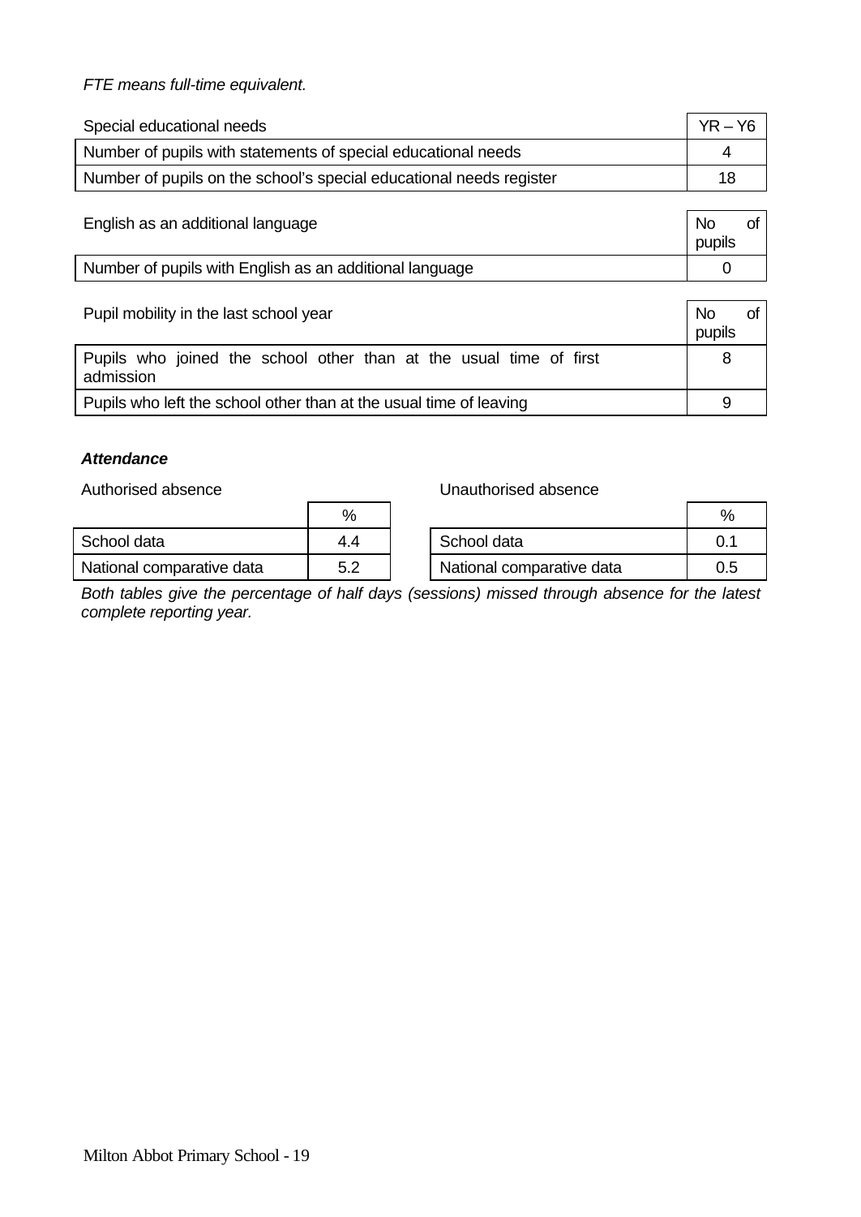*FTE means full-time equivalent.*

| Special educational needs | YR – Y6 |
|---|---|
| Number of pupils with statements of special educational needs | 4 |
| Number of pupils on the school's special educational needs register | 18 |

| English as an additional language | No of pupils |
|---|---|
| Number of pupils with English as an additional language | 0 |

| Pupil mobility in the last school year | No of pupils |
|---|---|
| Pupils who joined the school other than at the usual time of first admission | 8 |
| Pupils who left the school other than at the usual time of leaving | 9 |

### *Attendance*

Authorised absence

| | % |
|---|---|
| School data | 4.4 |
| National comparative data | 5.2 |

Unauthorised absence

| | % |
|---|---|
| School data | 0.1 |
| National comparative data | 0.5 |

*Both tables give the percentage of half days (sessions) missed through absence for the latest complete reporting year.*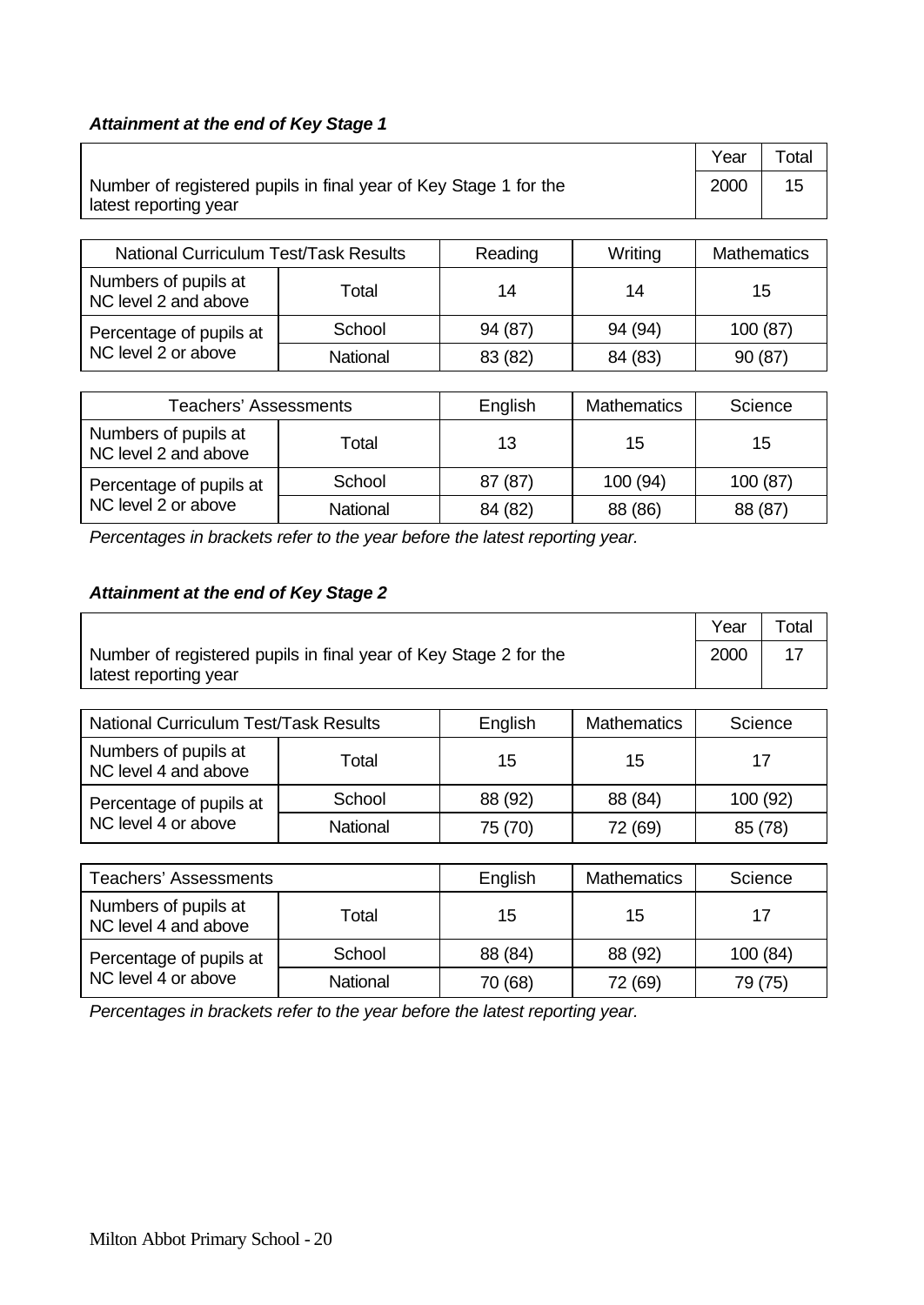***Attainment at the end of Key Stage 1***

| | Year | Total |
|---|---|---|
| Number of registered pupils in final year of Key Stage 1 for the latest reporting year | 2000 | 15 |

| National Curriculum Test/Task Results | | Reading | Writing | Mathematics |
|---|---|---|---|---|
| Numbers of pupils at NC level 2 and above | Total | 14 | 14 | 15 |
| Percentage of pupils at NC level 2 or above | School | 94 (87) | 94 (94) | 100 (87) |
| | National | 83 (82) | 84 (83) | 90 (87) |

| Teachers' Assessments | | English | Mathematics | Science |
|---|---|---|---|---|
| Numbers of pupils at NC level 2 and above | Total | 13 | 15 | 15 |
| Percentage of pupils at NC level 2 or above | School | 87 (87) | 100 (94) | 100 (87) |
| | National | 84 (82) | 88 (86) | 88 (87) |

*Percentages in brackets refer to the year before the latest reporting year.*

***Attainment at the end of Key Stage 2***

| | Year | Total |
|---|---|---|
| Number of registered pupils in final year of Key Stage 2 for the latest reporting year | 2000 | 17 |

| National Curriculum Test/Task Results | | English | Mathematics | Science |
|---|---|---|---|---|
| Numbers of pupils at NC level 4 and above | Total | 15 | 15 | 17 |
| Percentage of pupils at NC level 4 or above | School | 88 (92) | 88 (84) | 100 (92) |
| | National | 75 (70) | 72 (69) | 85 (78) |

| Teachers' Assessments | | English | Mathematics | Science |
|---|---|---|---|---|
| Numbers of pupils at NC level 4 and above | Total | 15 | 15 | 17 |
| Percentage of pupils at NC level 4 or above | School | 88 (84) | 88 (92) | 100 (84) |
| | National | 70 (68) | 72 (69) | 79 (75) |

*Percentages in brackets refer to the year before the latest reporting year.*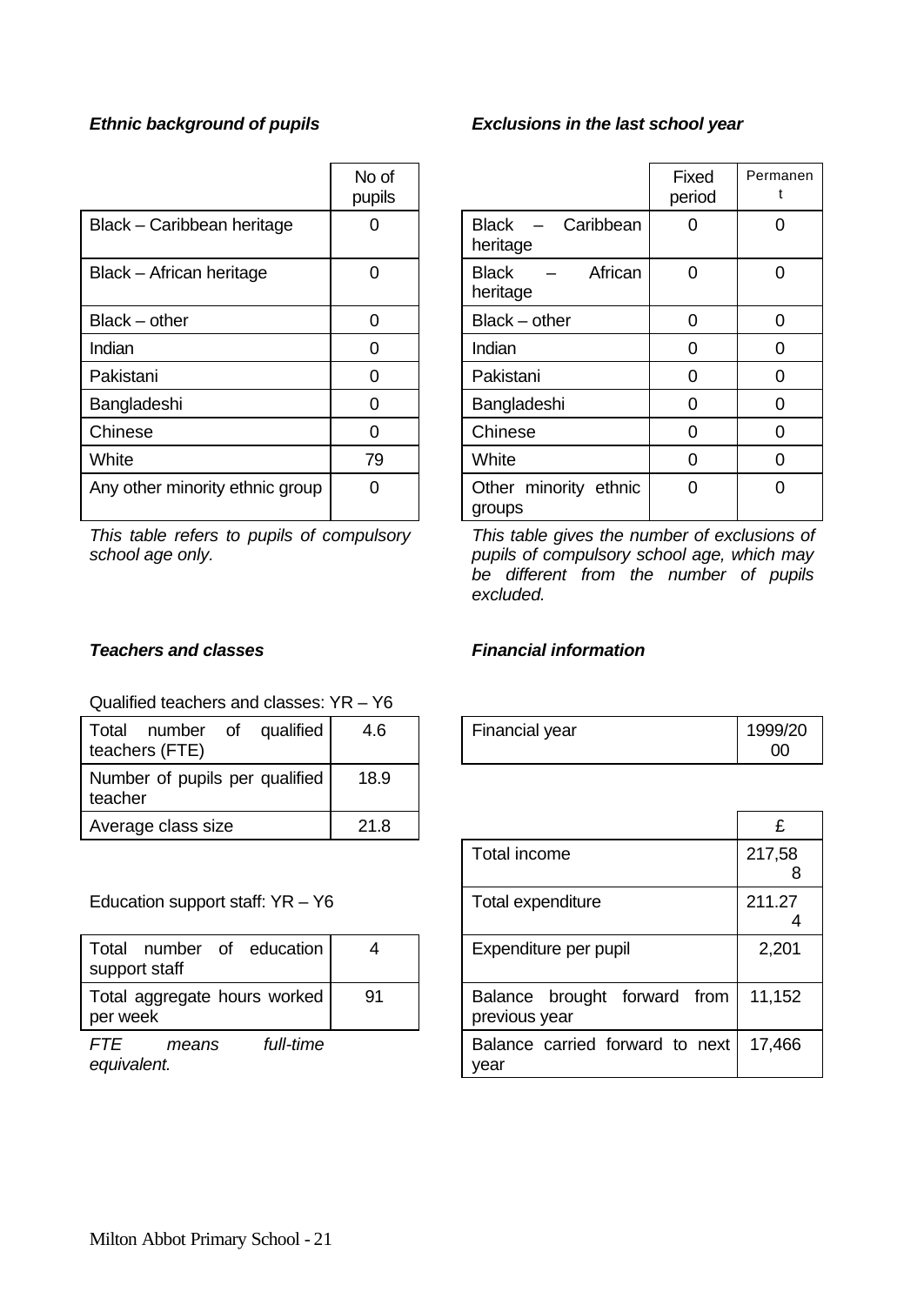### *Ethnic background of pupils*

| | No of pupils |
|---|---|
| Black – Caribbean heritage | 0 |
| Black – African heritage | 0 |
| Black – other | 0 |
| Indian | 0 |
| Pakistani | 0 |
| Bangladeshi | 0 |
| Chinese | 0 |
| White | 79 |
| Any other minority ethnic group | 0 |

*This table refers to pupils of compulsory school age only.*

### *Exclusions in the last school year*

| | Fixed period | Permanent |
|---|---|---|
| Black – Caribbean heritage | 0 | 0 |
| Black – African heritage | 0 | 0 |
| Black – other | 0 | 0 |
| Indian | 0 | 0 |
| Pakistani | 0 | 0 |
| Bangladeshi | 0 | 0 |
| Chinese | 0 | 0 |
| White | 0 | 0 |
| Other minority ethnic groups | 0 | 0 |

*This table gives the number of exclusions of pupils of compulsory school age, which may be different from the number of pupils excluded.*

### *Teachers and classes*

Qualified teachers and classes: YR – Y6

| | |
|---|---|
| Total number of qualified teachers (FTE) | 4.6 |
| Number of pupils per qualified teacher | 18.9 |
| Average class size | 21.8 |

Education support staff: YR – Y6

| | |
|---|---|
| Total number of education support staff | 4 |
| Total aggregate hours worked per week | 91 |

*FTE means full-time equivalent.*

### *Financial information*

| | |
|---|---|
| Financial year | 1999/2000 |

| | £ |
|---|---|
| Total income | 217,588 |
| Total expenditure | 211.274 |
| Expenditure per pupil | 2,201 |
| Balance brought forward from previous year | 11,152 |
| Balance carried forward to next year | 17,466 |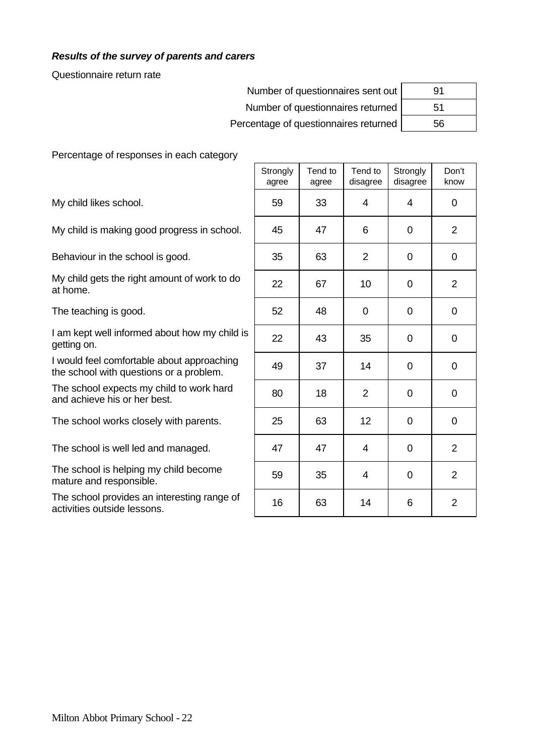***Results of the survey of parents and carers***

Questionnaire return rate

| | |
|---|---|
| Number of questionnaires sent out | 91 |
| Number of questionnaires returned | 51 |
| Percentage of questionnaires returned | 56 |

Percentage of responses in each category

| | Strongly agree | Tend to agree | Tend to disagree | Strongly disagree | Don't know |
|---|---|---|---|---|---|
| My child likes school. | 59 | 33 | 4 | 4 | 0 |
| My child is making good progress in school. | 45 | 47 | 6 | 0 | 2 |
| Behaviour in the school is good. | 35 | 63 | 2 | 0 | 0 |
| My child gets the right amount of work to do at home. | 22 | 67 | 10 | 0 | 2 |
| The teaching is good. | 52 | 48 | 0 | 0 | 0 |
| I am kept well informed about how my child is getting on. | 22 | 43 | 35 | 0 | 0 |
| I would feel comfortable about approaching the school with questions or a problem. | 49 | 37 | 14 | 0 | 0 |
| The school expects my child to work hard and achieve his or her best. | 80 | 18 | 2 | 0 | 0 |
| The school works closely with parents. | 25 | 63 | 12 | 0 | 0 |
| The school is well led and managed. | 47 | 47 | 4 | 0 | 2 |
| The school is helping my child become mature and responsible. | 59 | 35 | 4 | 0 | 2 |
| The school provides an interesting range of activities outside lessons. | 16 | 63 | 14 | 6 | 2 |